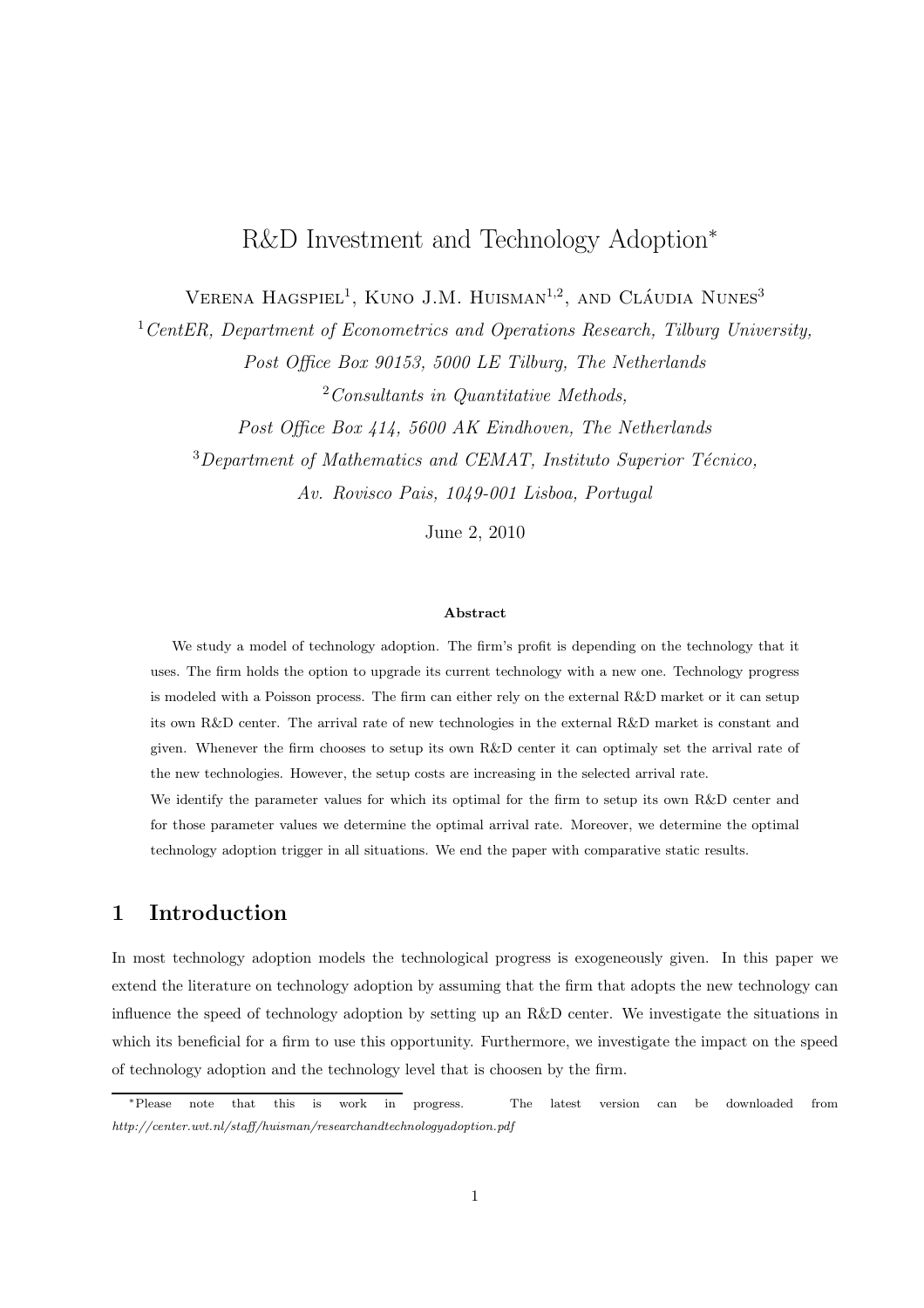# R&D Investment and Technology Adoption*

Verena Hagspiel[1], Kuno J.M. Huisman[1,2], and Cláudia Nunes[3]

[1] *CentER, Department of Econometrics and Operations Research, Tilburg University, Post Office Box 90153, 5000 LE Tilburg, The Netherlands*

[2] *Consultants in Quantitative Methods, Post Office Box 414, 5600 AK Eindhoven, The Netherlands*

[3] *Department of Mathematics and CEMAT, Instituto Superior Técnico, Av. Rovisco Pais, 1049-001 Lisboa, Portugal*

June 2, 2010

**Abstract**

We study a model of technology adoption. The firm's profit is depending on the technology that it uses. The firm holds the option to upgrade its current technology with a new one. Technology progress is modeled with a Poisson process. The firm can either rely on the external R&D market or it can setup its own R&D center. The arrival rate of new technologies in the external R&D market is constant and given. Whenever the firm chooses to setup its own R&D center it can optimaly set the arrival rate of the new technologies. However, the setup costs are increasing in the selected arrival rate.

We identify the parameter values for which its optimal for the firm to setup its own R&D center and for those parameter values we determine the optimal arrival rate. Moreover, we determine the optimal technology adoption trigger in all situations. We end the paper with comparative static results.

## 1 Introduction

In most technology adoption models the technological progress is exogeneously given. In this paper we extend the literature on technology adoption by assuming that the firm that adopts the new technology can influence the speed of technology adoption by setting up an R&D center. We investigate the situations in which its beneficial for a firm to use this opportunity. Furthermore, we investigate the impact on the speed of technology adoption and the technology level that is choosen by the firm.

*Please note that this is work in progress. The latest version can be downloaded from *http://center.uvt.nl/staff/huisman/researchandtechnologyadoption.pdf*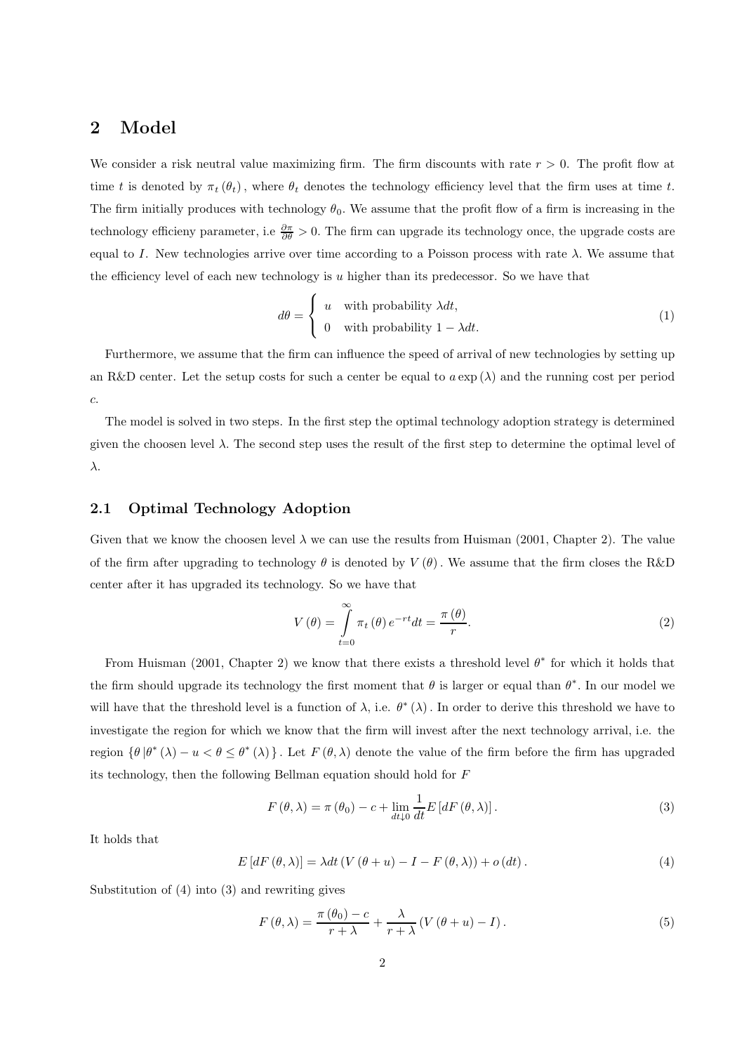## 2 Model

We consider a risk neutral value maximizing firm. The firm discounts with rate $r > 0$. The profit flow at time $t$ is denoted by $\pi_t(\theta_t)$, where $\theta_t$ denotes the technology efficiency level that the firm uses at time $t$. The firm initially produces with technology $\theta_0$. We assume that the profit flow of a firm is increasing in the technology efficieny parameter, i.e $\frac{\partial \pi}{\partial \theta} > 0$. The firm can upgrade its technology once, the upgrade costs are equal to $I$. New technologies arrive over time according to a Poisson process with rate $\lambda$. We assume that the efficiency level of each new technology is $u$ higher than its predecessor. So we have that

$$d\theta = \begin{cases} u & \text{with probability } \lambda dt, \\ 0 & \text{with probability } 1 - \lambda dt. \end{cases} \tag{1}$$

Furthermore, we assume that the firm can influence the speed of arrival of new technologies by setting up an R&D center. Let the setup costs for such a center be equal to $a \exp(\lambda)$ and the running cost per period $c$.

The model is solved in two steps. In the first step the optimal technology adoption strategy is determined given the choosen level $\lambda$. The second step uses the result of the first step to determine the optimal level of $\lambda$.

### 2.1 Optimal Technology Adoption

Given that we know the choosen level $\lambda$ we can use the results from Huisman (2001, Chapter 2). The value of the firm after upgrading to technology $\theta$ is denoted by $V(\theta)$. We assume that the firm closes the R&D center after it has upgraded its technology. So we have that

$$V(\theta) = \int_{t=0}^{\infty} \pi_t(\theta) e^{-rt} dt = \frac{\pi(\theta)}{r}. \tag{2}$$

From Huisman (2001, Chapter 2) we know that there exists a threshold level $\theta^*$ for which it holds that the firm should upgrade its technology the first moment that $\theta$ is larger or equal than $\theta^*$. In our model we will have that the threshold level is a function of $\lambda$, i.e. $\theta^*(\lambda)$. In order to derive this threshold we have to investigate the region for which we know that the firm will invest after the next technology arrival, i.e. the region $\{\theta \,|\theta^*(\lambda) - u < \theta \leq \theta^*(\lambda)\}$. Let $F(\theta, \lambda)$ denote the value of the firm before the firm has upgraded its technology, then the following Bellman equation should hold for $F$

$$F(\theta, \lambda) = \pi(\theta_0) - c + \lim_{dt \downarrow 0} \frac{1}{dt} E[dF(\theta, \lambda)]. \tag{3}$$

It holds that

$$E[dF(\theta, \lambda)] = \lambda dt (V(\theta + u) - I - F(\theta, \lambda)) + o(dt). \tag{4}$$

Substitution of (4) into (3) and rewriting gives

$$F(\theta, \lambda) = \frac{\pi(\theta_0) - c}{r + \lambda} + \frac{\lambda}{r + \lambda}(V(\theta + u) - I). \tag{5}$$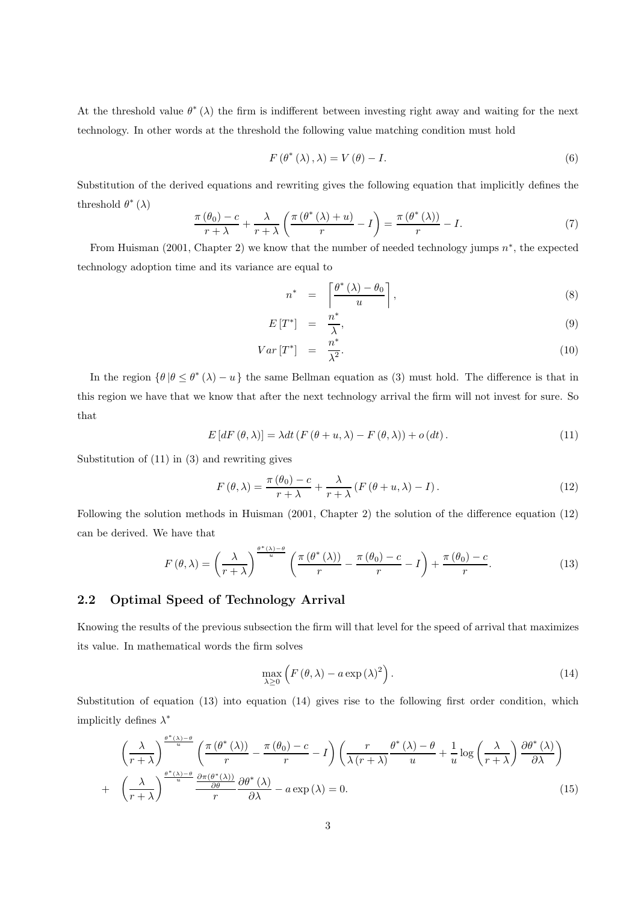At the threshold value $\theta^*(\lambda)$ the firm is indifferent between investing right away and waiting for the next technology. In other words at the threshold the following value matching condition must hold

$$F(\theta^*(\lambda), \lambda) = V(\theta) - I. \tag{6}$$

Substitution of the derived equations and rewriting gives the following equation that implicitly defines the threshold $\theta^*(\lambda)$

$$\frac{\pi(\theta_0) - c}{r + \lambda} + \frac{\lambda}{r + \lambda}\left(\frac{\pi(\theta^*(\lambda) + u)}{r} - I\right) = \frac{\pi(\theta^*(\lambda))}{r} - I. \tag{7}$$

From Huisman (2001, Chapter 2) we know that the number of needed technology jumps $n^*$, the expected technology adoption time and its variance are equal to

$$n^* = \left\lceil \frac{\theta^*(\lambda) - \theta_0}{u} \right\rceil, \tag{8}$$

$$E[T^*] = \frac{n^*}{\lambda}, \tag{9}$$

$$Var[T^*] = \frac{n^*}{\lambda^2}. \tag{10}$$

In the region $\{\theta \,|\theta \leq \theta^*(\lambda) - u\}$ the same Bellman equation as (3) must hold. The difference is that in this region we have that we know that after the next technology arrival the firm will not invest for sure. So that

$$E[dF(\theta, \lambda)] = \lambda dt\,(F(\theta + u, \lambda) - F(\theta, \lambda)) + o(dt). \tag{11}$$

Substitution of (11) in (3) and rewriting gives

$$F(\theta, \lambda) = \frac{\pi(\theta_0) - c}{r + \lambda} + \frac{\lambda}{r + \lambda}\left(F(\theta + u, \lambda) - I\right). \tag{12}$$

Following the solution methods in Huisman (2001, Chapter 2) the solution of the difference equation (12) can be derived. We have that

$$F(\theta, \lambda) = \left(\frac{\lambda}{r + \lambda}\right)^{\frac{\theta^*(\lambda) - \theta}{u}} \left(\frac{\pi(\theta^*(\lambda))}{r} - \frac{\pi(\theta_0) - c}{r} - I\right) + \frac{\pi(\theta_0) - c}{r}. \tag{13}$$

## 2.2 Optimal Speed of Technology Arrival

Knowing the results of the previous subsection the firm will that level for the speed of arrival that maximizes its value. In mathematical words the firm solves

$$\max_{\lambda \geq 0} \left(F(\theta, \lambda) - a \exp(\lambda)^2\right). \tag{14}$$

Substitution of equation (13) into equation (14) gives rise to the following first order condition, which implicitly defines $\lambda^*$

$$\begin{aligned} &\left(\frac{\lambda}{r + \lambda}\right)^{\frac{\theta^*(\lambda) - \theta}{u}} \left(\frac{\pi(\theta^*(\lambda))}{r} - \frac{\pi(\theta_0) - c}{r} - I\right)\left(\frac{r}{\lambda(r + \lambda)}\frac{\theta^*(\lambda) - \theta}{u} + \frac{1}{u}\log\left(\frac{\lambda}{r + \lambda}\right)\frac{\partial \theta^*(\lambda)}{\partial \lambda}\right) \\ + &\left(\frac{\lambda}{r + \lambda}\right)^{\frac{\theta^*(\lambda) - \theta}{u}} \frac{\frac{\partial \pi(\theta^*(\lambda))}{\partial \theta}}{r}\frac{\partial \theta^*(\lambda)}{\partial \lambda} - a \exp(\lambda) = 0. \end{aligned} \tag{15}$$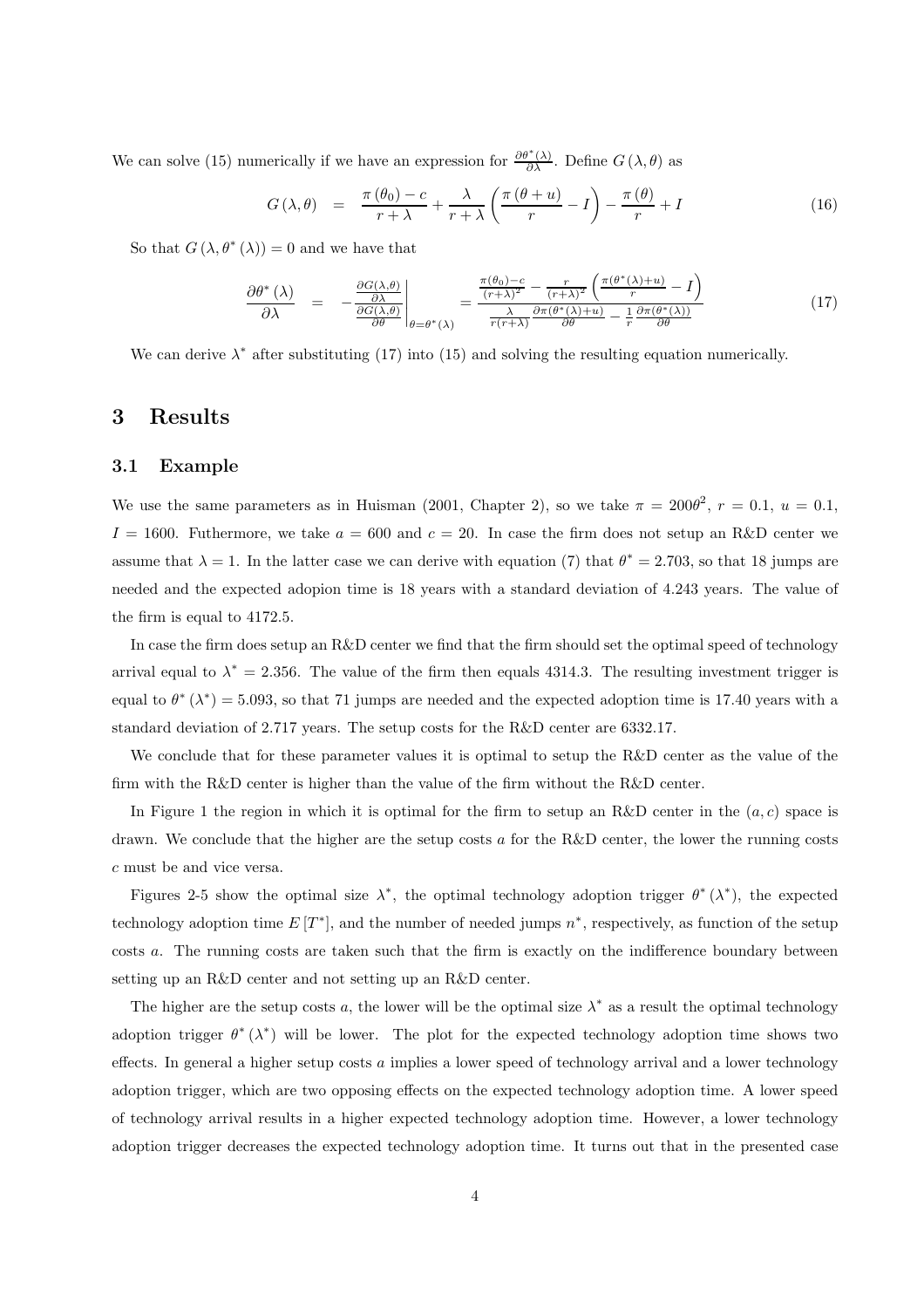We can solve (15) numerically if we have an expression for $\frac{\partial \theta^*(\lambda)}{\partial \lambda}$. Define $G(\lambda, \theta)$ as

$$G(\lambda, \theta) = \frac{\pi(\theta_0) - c}{r + \lambda} + \frac{\lambda}{r + \lambda}\left(\frac{\pi(\theta + u)}{r} - I\right) - \frac{\pi(\theta)}{r} + I \tag{16}$$

So that $G(\lambda, \theta^*(\lambda)) = 0$ and we have that

$$\frac{\partial \theta^*(\lambda)}{\partial \lambda} = -\left.\frac{\frac{\partial G(\lambda,\theta)}{\partial \lambda}}{\frac{\partial G(\lambda,\theta)}{\partial \theta}}\right|_{\theta=\theta^*(\lambda)} = \frac{\frac{\pi(\theta_0)-c}{(r+\lambda)^2} - \frac{r}{(r+\lambda)^2}\left(\frac{\pi(\theta^*(\lambda)+u)}{r} - I\right)}{\frac{\lambda}{r(r+\lambda)}\frac{\partial \pi(\theta^*(\lambda)+u)}{\partial \theta} - \frac{1}{r}\frac{\partial \pi(\theta^*(\lambda))}{\partial \theta}} \tag{17}$$

We can derive $\lambda^*$ after substituting (17) into (15) and solving the resulting equation numerically.

# 3 Results

## 3.1 Example

We use the same parameters as in Huisman (2001, Chapter 2), so we take $\pi = 200\theta^2$, $r = 0.1$, $u = 0.1$, $I = 1600$. Futhermore, we take $a = 600$ and $c = 20$. In case the firm does not setup an R&D center we assume that $\lambda = 1$. In the latter case we can derive with equation (7) that $\theta^* = 2.703$, so that 18 jumps are needed and the expected adopion time is 18 years with a standard deviation of 4.243 years. The value of the firm is equal to 4172.5.

In case the firm does setup an R&D center we find that the firm should set the optimal speed of technology arrival equal to $\lambda^* = 2.356$. The value of the firm then equals 4314.3. The resulting investment trigger is equal to $\theta^*(\lambda^*) = 5.093$, so that 71 jumps are needed and the expected adoption time is 17.40 years with a standard deviation of 2.717 years. The setup costs for the R&D center are 6332.17.

We conclude that for these parameter values it is optimal to setup the R&D center as the value of the firm with the R&D center is higher than the value of the firm without the R&D center.

In Figure 1 the region in which it is optimal for the firm to setup an R&D center in the $(a, c)$ space is drawn. We conclude that the higher are the setup costs $a$ for the R&D center, the lower the running costs $c$ must be and vice versa.

Figures 2-5 show the optimal size $\lambda^*$, the optimal technology adoption trigger $\theta^*(\lambda^*)$, the expected technology adoption time $E[T^*]$, and the number of needed jumps $n^*$, respectively, as function of the setup costs $a$. The running costs are taken such that the firm is exactly on the indifference boundary between setting up an R&D center and not setting up an R&D center.

The higher are the setup costs $a$, the lower will be the optimal size $\lambda^*$ as a result the optimal technology adoption trigger $\theta^*(\lambda^*)$ will be lower. The plot for the expected technology adoption time shows two effects. In general a higher setup costs $a$ implies a lower speed of technology arrival and a lower technology adoption trigger, which are two opposing effects on the expected technology adoption time. A lower speed of technology arrival results in a higher expected technology adoption time. However, a lower technology adoption trigger decreases the expected technology adoption time. It turns out that in the presented case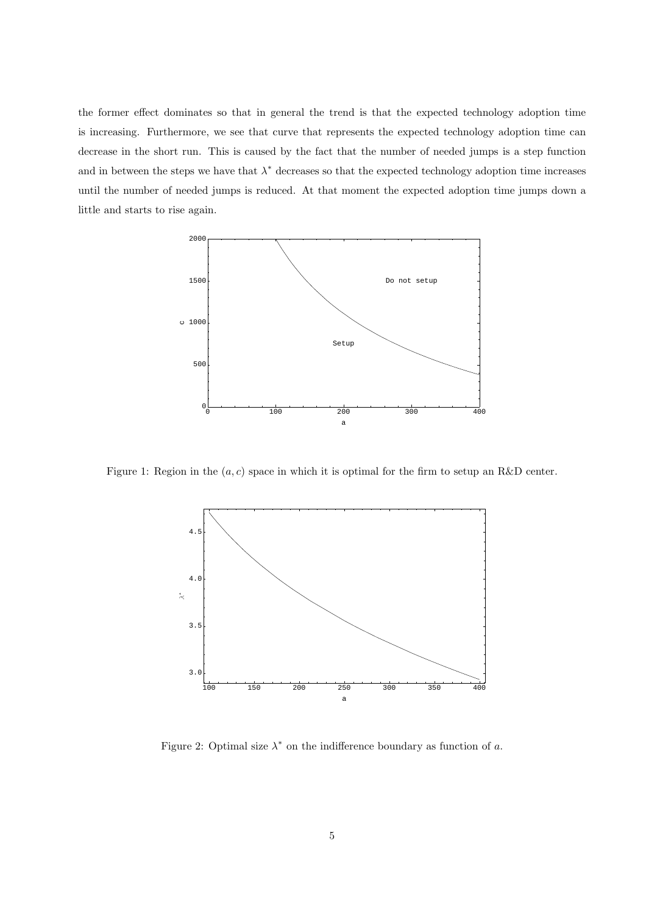the former effect dominates so that in general the trend is that the expected technology adoption time is increasing. Furthermore, we see that curve that represents the expected technology adoption time can decrease in the short run. This is caused by the fact that the number of needed jumps is a step function and in between the steps we have that $\lambda^*$ decreases so that the expected technology adoption time increases until the number of needed jumps is reduced. At that moment the expected adoption time jumps down a little and starts to rise again.

Figure 1: Region in the $(a, c)$ space in which it is optimal for the firm to setup an R&D center.

Figure 2: Optimal size $\lambda^*$ on the indifference boundary as function of $a$.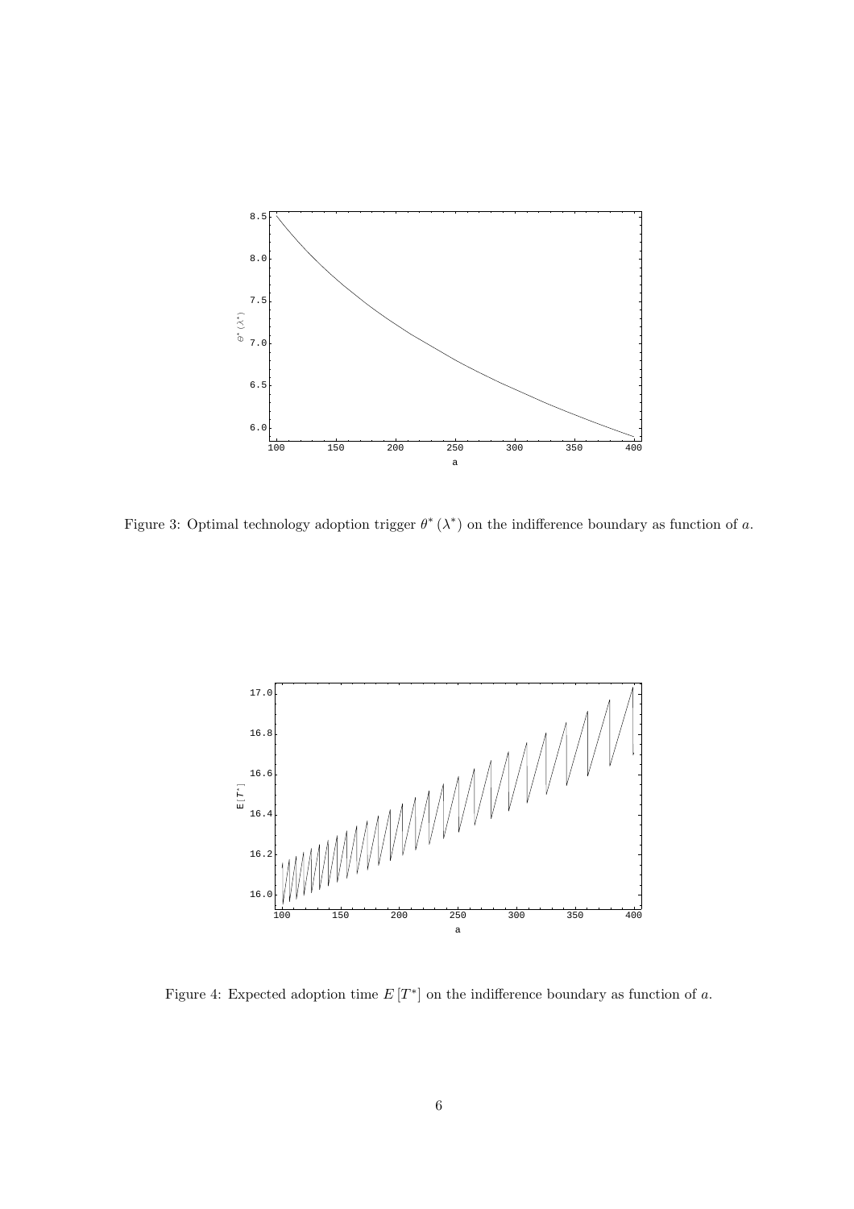Figure 3: Optimal technology adoption trigger $\theta^*(\lambda^*)$ on the indifference boundary as function of $a$.

Figure 4: Expected adoption time $E[T^*]$ on the indifference boundary as function of $a$.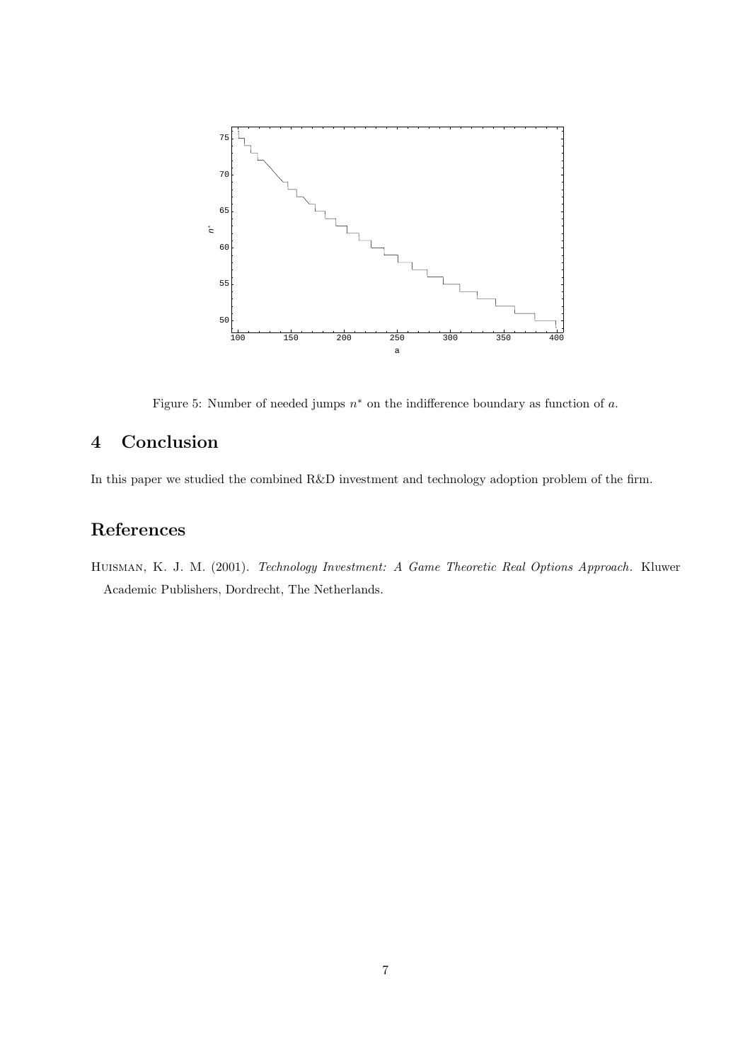75
70
65
60
55
50
$n^*$
100 150 200 250 300 350 400
a

Figure 5: Number of needed jumps $n^*$ on the indifference boundary as function of $a$.

## 4 Conclusion

In this paper we studied the combined R&D investment and technology adoption problem of the firm.

## References

Huisman, K. J. M. (2001). *Technology Investment: A Game Theoretic Real Options Approach.* Kluwer Academic Publishers, Dordrecht, The Netherlands.